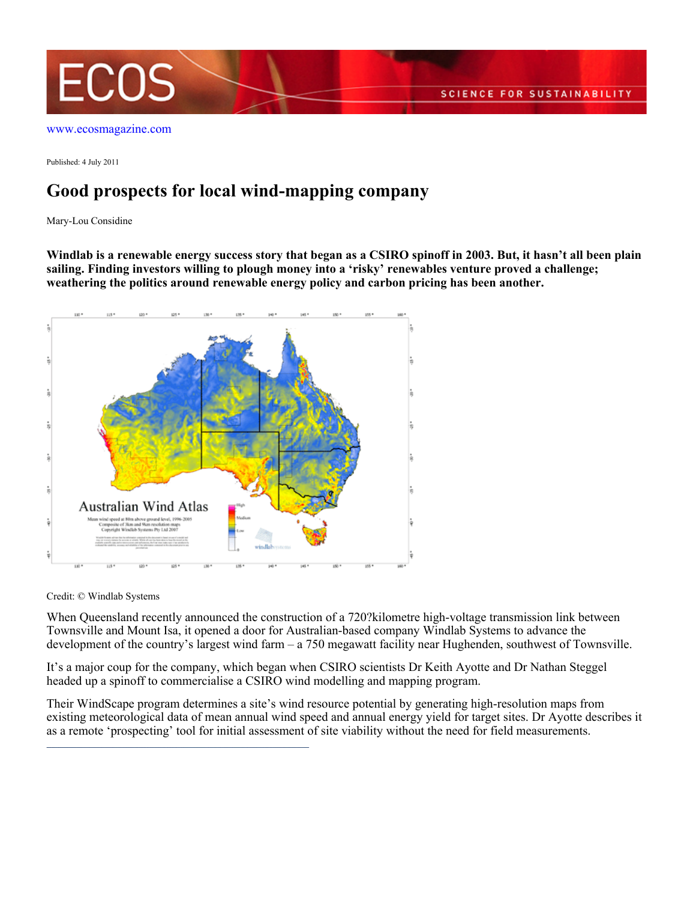www.ecosmagazine.com

Published: 4 July 2011

# Good prospects for local wind-mapping company

Mary-Lou Considine

**Windlab is a renewable energy success story that began as a CSIRO spinoff in 2003. But, it hasn't all been plain sailing. Finding investors willing to plough money into a 'risky' renewables venture proved a challenge; weathering the politics around renewable energy policy and carbon pricing has been another.**

Credit: © Windlab Systems

When Queensland recently announced the construction of a 720?kilometre high-voltage transmission link between Townsville and Mount Isa, it opened a door for Australian-based company Windlab Systems to advance the development of the country's largest wind farm – a 750 megawatt facility near Hughenden, southwest of Townsville.

It's a major coup for the company, which began when CSIRO scientists Dr Keith Ayotte and Dr Nathan Steggel headed up a spinoff to commercialise a CSIRO wind modelling and mapping program.

Their WindScape program determines a site's wind resource potential by generating high-resolution maps from existing meteorological data of mean annual wind speed and annual energy yield for target sites. Dr Ayotte describes it as a remote 'prospecting' tool for initial assessment of site viability without the need for field measurements.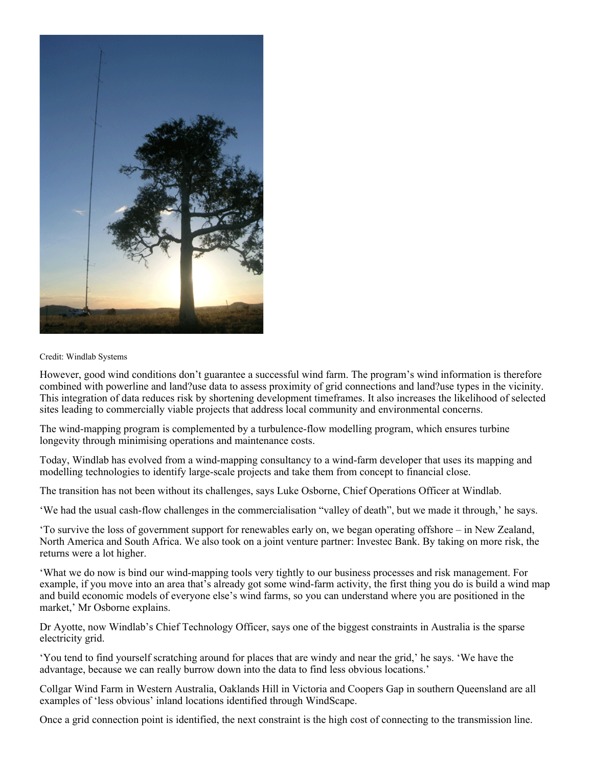Credit: Windlab Systems

However, good wind conditions don't guarantee a successful wind farm. The program's wind information is therefore combined with powerline and land?use data to assess proximity of grid connections and land?use types in the vicinity. This integration of data reduces risk by shortening development timeframes. It also increases the likelihood of selected sites leading to commercially viable projects that address local community and environmental concerns.

The wind-mapping program is complemented by a turbulence-flow modelling program, which ensures turbine longevity through minimising operations and maintenance costs.

Today, Windlab has evolved from a wind-mapping consultancy to a wind-farm developer that uses its mapping and modelling technologies to identify large-scale projects and take them from concept to financial close.

The transition has not been without its challenges, says Luke Osborne, Chief Operations Officer at Windlab.

'We had the usual cash-flow challenges in the commercialisation "valley of death", but we made it through,' he says.

'To survive the loss of government support for renewables early on, we began operating offshore – in New Zealand, North America and South Africa. We also took on a joint venture partner: Investec Bank. By taking on more risk, the returns were a lot higher.

'What we do now is bind our wind-mapping tools very tightly to our business processes and risk management. For example, if you move into an area that's already got some wind-farm activity, the first thing you do is build a wind map and build economic models of everyone else's wind farms, so you can understand where you are positioned in the market,' Mr Osborne explains.

Dr Ayotte, now Windlab's Chief Technology Officer, says one of the biggest constraints in Australia is the sparse electricity grid.

'You tend to find yourself scratching around for places that are windy and near the grid,' he says. 'We have the advantage, because we can really burrow down into the data to find less obvious locations.'

Collgar Wind Farm in Western Australia, Oaklands Hill in Victoria and Coopers Gap in southern Queensland are all examples of 'less obvious' inland locations identified through WindScape.

Once a grid connection point is identified, the next constraint is the high cost of connecting to the transmission line.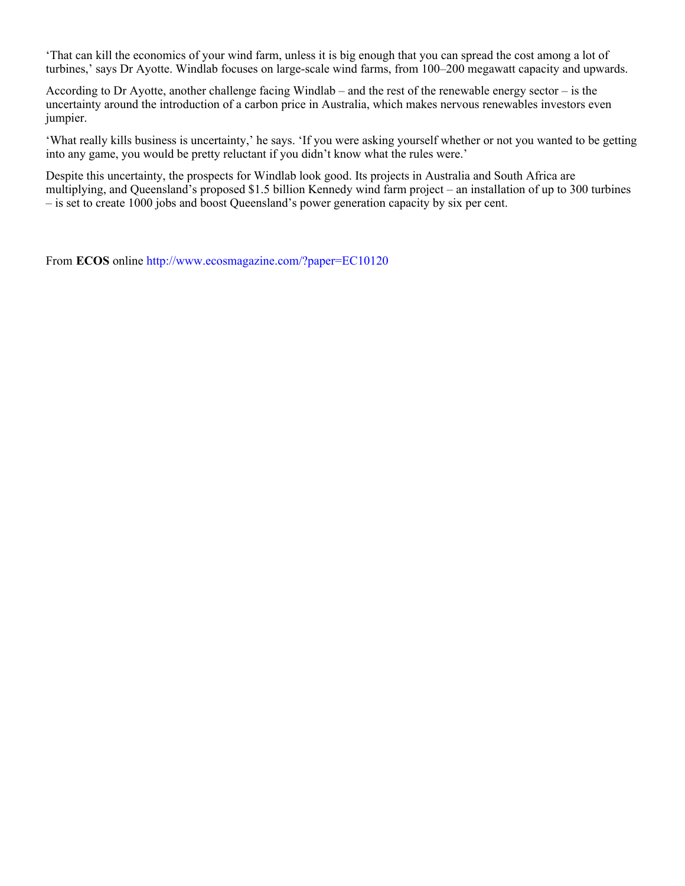'That can kill the economics of your wind farm, unless it is big enough that you can spread the cost among a lot of turbines,' says Dr Ayotte. Windlab focuses on large-scale wind farms, from 100–200 megawatt capacity and upwards.

According to Dr Ayotte, another challenge facing Windlab – and the rest of the renewable energy sector – is the uncertainty around the introduction of a carbon price in Australia, which makes nervous renewables investors even jumpier.

'What really kills business is uncertainty,' he says. 'If you were asking yourself whether or not you wanted to be getting into any game, you would be pretty reluctant if you didn't know what the rules were.'

Despite this uncertainty, the prospects for Windlab look good. Its projects in Australia and South Africa are multiplying, and Queensland's proposed $1.5 billion Kennedy wind farm project – an installation of up to 300 turbines – is set to create 1000 jobs and boost Queensland's power generation capacity by six per cent.

From **ECOS** online http://www.ecosmagazine.com/?paper=EC10120